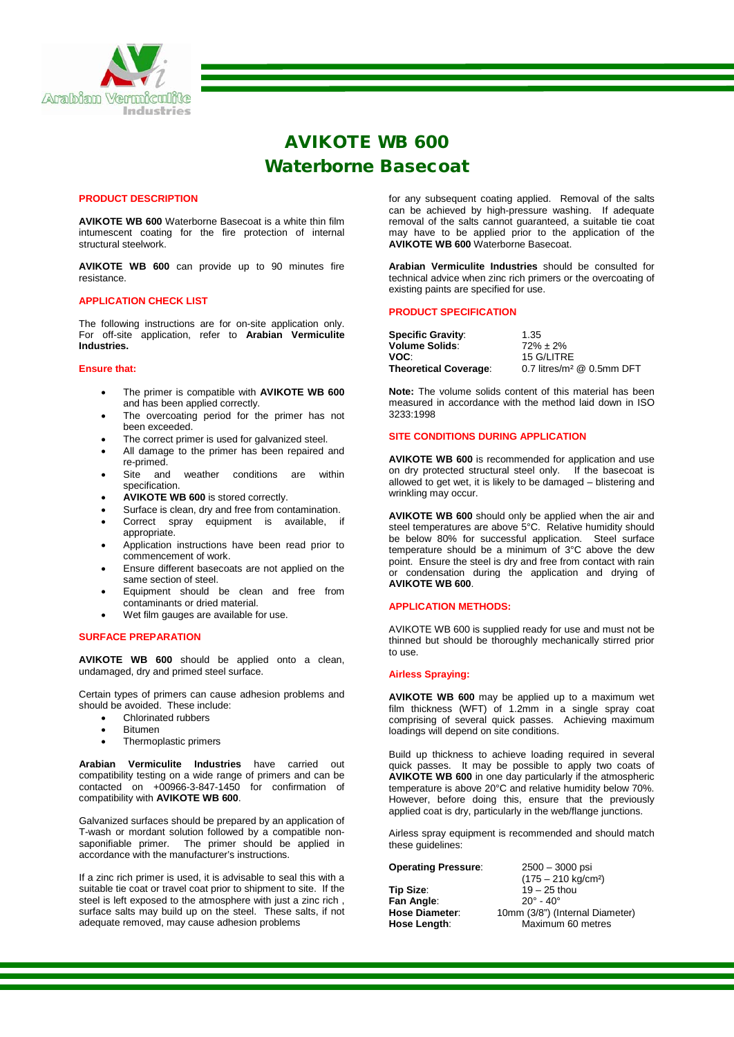# AVIKOTE WB 600
## Waterborne Basecoat

### PRODUCT DESCRIPTION

**AVIKOTE WB 600** Waterborne Basecoat is a white thin film intumescent coating for the fire protection of internal structural steelwork.

**AVIKOTE WB 600** can provide up to 90 minutes fire resistance.

### APPLICATION CHECK LIST

The following instructions are for on-site application only. For off-site application, refer to **Arabian Vermiculite Industries.**

#### Ensure that:

- The primer is compatible with **AVIKOTE WB 600** and has been applied correctly.
- The overcoating period for the primer has not been exceeded.
- The correct primer is used for galvanized steel.
- All damage to the primer has been repaired and re-primed.
- Site and weather conditions are within specification.
- **AVIKOTE WB 600** is stored correctly.
- Surface is clean, dry and free from contamination.
- Correct spray equipment is available, if appropriate.
- Application instructions have been read prior to commencement of work.
- Ensure different basecoats are not applied on the same section of steel.
- Equipment should be clean and free from contaminants or dried material.
- Wet film gauges are available for use.

### SURFACE PREPARATION

**AVIKOTE WB 600** should be applied onto a clean, undamaged, dry and primed steel surface.

Certain types of primers can cause adhesion problems and should be avoided. These include:

- Chlorinated rubbers
- Bitumen
- Thermoplastic primers

**Arabian Vermiculite Industries** have carried out compatibility testing on a wide range of primers and can be contacted on +00966-3-847-1450 for confirmation of compatibility with **AVIKOTE WB 600**.

Galvanized surfaces should be prepared by an application of T-wash or mordant solution followed by a compatible non-saponifiable primer. The primer should be applied in accordance with the manufacturer's instructions.

If a zinc rich primer is used, it is advisable to seal this with a suitable tie coat or travel coat prior to shipment to site. If the steel is left exposed to the atmosphere with just a zinc rich , surface salts may build up on the steel. These salts, if not adequate removed, may cause adhesion problems for any subsequent coating applied. Removal of the salts can be achieved by high-pressure washing. If adequate removal of the salts cannot guaranteed, a suitable tie coat may have to be applied prior to the application of the **AVIKOTE WB 600** Waterborne Basecoat.

**Arabian Vermiculite Industries** should be consulted for technical advice when zinc rich primers or the overcoating of existing paints are specified for use.

### PRODUCT SPECIFICATION

| | |
|---|---|
| **Specific Gravity**: | 1.35 |
| **Volume Solids**: | 72% ± 2% |
| **VOC**: | 15 G/LITRE |
| **Theoretical Coverage**: | 0.7 litres/m² @ 0.5mm DFT |

**Note:** The volume solids content of this material has been measured in accordance with the method laid down in ISO 3233:1998

### SITE CONDITIONS DURING APPLICATION

**AVIKOTE WB 600** is recommended for application and use on dry protected structural steel only. If the basecoat is allowed to get wet, it is likely to be damaged – blistering and wrinkling may occur.

**AVIKOTE WB 600** should only be applied when the air and steel temperatures are above 5°C. Relative humidity should be below 80% for successful application. Steel surface temperature should be a minimum of 3°C above the dew point. Ensure the steel is dry and free from contact with rain or condensation during the application and drying of **AVIKOTE WB 600**.

### APPLICATION METHODS:

AVIKOTE WB 600 is supplied ready for use and must not be thinned but should be thoroughly mechanically stirred prior to use.

#### Airless Spraying:

**AVIKOTE WB 600** may be applied up to a maximum wet film thickness (WFT) of 1.2mm in a single spray coat comprising of several quick passes. Achieving maximum loadings will depend on site conditions.

Build up thickness to achieve loading required in several quick passes. It may be possible to apply two coats of **AVIKOTE WB 600** in one day particularly if the atmospheric temperature is above 20°C and relative humidity below 70%. However, before doing this, ensure that the previously applied coat is dry, particularly in the web/flange junctions.

Airless spray equipment is recommended and should match these guidelines:

| | |
|---|---|
| **Operating Pressure**: | 2500 – 3000 psi (175 – 210 kg/cm²) |
| **Tip Size**: | 19 – 25 thou |
| **Fan Angle**: | 20° - 40° |
| **Hose Diameter**: | 10mm (3/8") (Internal Diameter) |
| **Hose Length**: | Maximum 60 metres |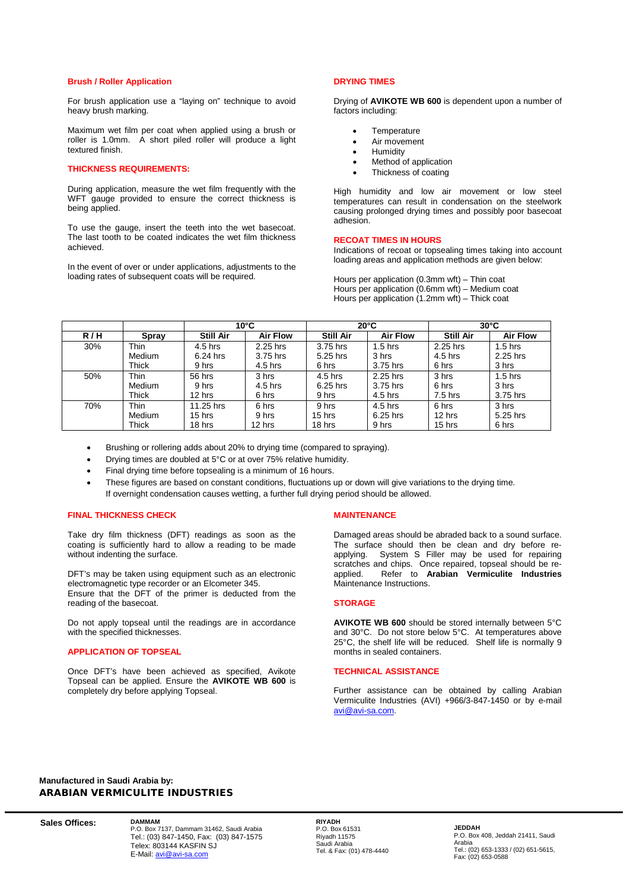### Brush / Roller Application

For brush application use a "laying on" technique to avoid heavy brush marking.

Maximum wet film per coat when applied using a brush or roller is 1.0mm. A short piled roller will produce a light textured finish.

### THICKNESS REQUIREMENTS:

During application, measure the wet film frequently with the WFT gauge provided to ensure the correct thickness is being applied.

To use the gauge, insert the teeth into the wet basecoat. The last tooth to be coated indicates the wet film thickness achieved.

In the event of over or under applications, adjustments to the loading rates of subsequent coats will be required.

### DRYING TIMES

Drying of **AVIKOTE WB 600** is dependent upon a number of factors including:

- Temperature
- Air movement
- Humidity
- Method of application
- Thickness of coating

High humidity and low air movement or low steel temperatures can result in condensation on the steelwork causing prolonged drying times and possibly poor basecoat adhesion.

### RECOAT TIMES IN HOURS

Indications of recoat or topsealing times taking into account loading areas and application methods are given below:

Hours per application (0.3mm wft) – Thin coat
Hours per application (0.6mm wft) – Medium coat
Hours per application (1.2mm wft) – Thick coat

| | | 10°C | | 20°C | | 30°C | |
|---|---|---|---|---|---|---|---|
| **R / H** | **Spray** | **Still Air** | **Air Flow** | **Still Air** | **Air Flow** | **Still Air** | **Air Flow** |
| 30% | Thin | 4.5 hrs | 2.25 hrs | 3.75 hrs | 1.5 hrs | 2.25 hrs | 1.5 hrs |
| | Medium | 6.24 hrs | 3.75 hrs | 5.25 hrs | 3 hrs | 4.5 hrs | 2.25 hrs |
| | Thick | 9 hrs | 4.5 hrs | 6 hrs | 3.75 hrs | 6 hrs | 3 hrs |
| 50% | Thin | 56 hrs | 3 hrs | 4.5 hrs | 2.25 hrs | 3 hrs | 1.5 hrs |
| | Medium | 9 hrs | 4.5 hrs | 6.25 hrs | 3.75 hrs | 6 hrs | 3 hrs |
| | Thick | 12 hrs | 6 hrs | 9 hrs | 4.5 hrs | 7.5 hrs | 3.75 hrs |
| 70% | Thin | 11.25 hrs | 6 hrs | 9 hrs | 4.5 hrs | 6 hrs | 3 hrs |
| | Medium | 15 hrs | 9 hrs | 15 hrs | 6.25 hrs | 12 hrs | 5.25 hrs |
| | Thick | 18 hrs | 12 hrs | 18 hrs | 9 hrs | 15 hrs | 6 hrs |

- Brushing or rollering adds about 20% to drying time (compared to spraying).
- Drying times are doubled at 5°C or at over 75% relative humidity.
- Final drying time before topsealing is a minimum of 16 hours.
- These figures are based on constant conditions, fluctuations up or down will give variations to the drying time. If overnight condensation causes wetting, a further full drying period should be allowed.

### FINAL THICKNESS CHECK

Take dry film thickness (DFT) readings as soon as the coating is sufficiently hard to allow a reading to be made without indenting the surface.

DFT's may be taken using equipment such as an electronic electromagnetic type recorder or an Elcometer 345.
Ensure that the DFT of the primer is deducted from the reading of the basecoat.

Do not apply topseal until the readings are in accordance with the specified thicknesses.

### APPLICATION OF TOPSEAL

Once DFT's have been achieved as specified, Avikote Topseal can be applied. Ensure the **AVIKOTE WB 600** is completely dry before applying Topseal.

### MAINTENANCE

Damaged areas should be abraded back to a sound surface. The surface should then be clean and dry before re-applying. System S Filler may be used for repairing scratches and chips. Once repaired, topseal should be re-applied. Refer to **Arabian Vermiculite Industries** Maintenance Instructions.

### STORAGE

**AVIKOTE WB 600** should be stored internally between 5°C and 30°C. Do not store below 5°C. At temperatures above 25°C, the shelf life will be reduced. Shelf life is normally 9 months in sealed containers.

### TECHNICAL ASSISTANCE

Further assistance can be obtained by calling Arabian Vermiculite Industries (AVI) +966/3-847-1450 or by e-mail avi@avi-sa.com.

**Manufactured in Saudi Arabia by:**
**ARABIAN VERMICULITE INDUSTRIES**

**Sales Offices:**

**DAMMAM**
P.O. Box 7137, Dammam 31462, Saudi Arabia
Tel.: (03) 847-1450, Fax: (03) 847-1575
Telex: 803144 KASFIN SJ
E-Mail: avi@avi-sa.com

**RIYADH**
P.O. Box 61531
Riyadh 11575
Saudi Arabia
Tel. & Fax: (01) 478-4440

**JEDDAH**
P.O. Box 408, Jeddah 21411, Saudi Arabia
Tel.: (02) 653-1333 / (02) 651-5615,
Fax: (02) 653-0588